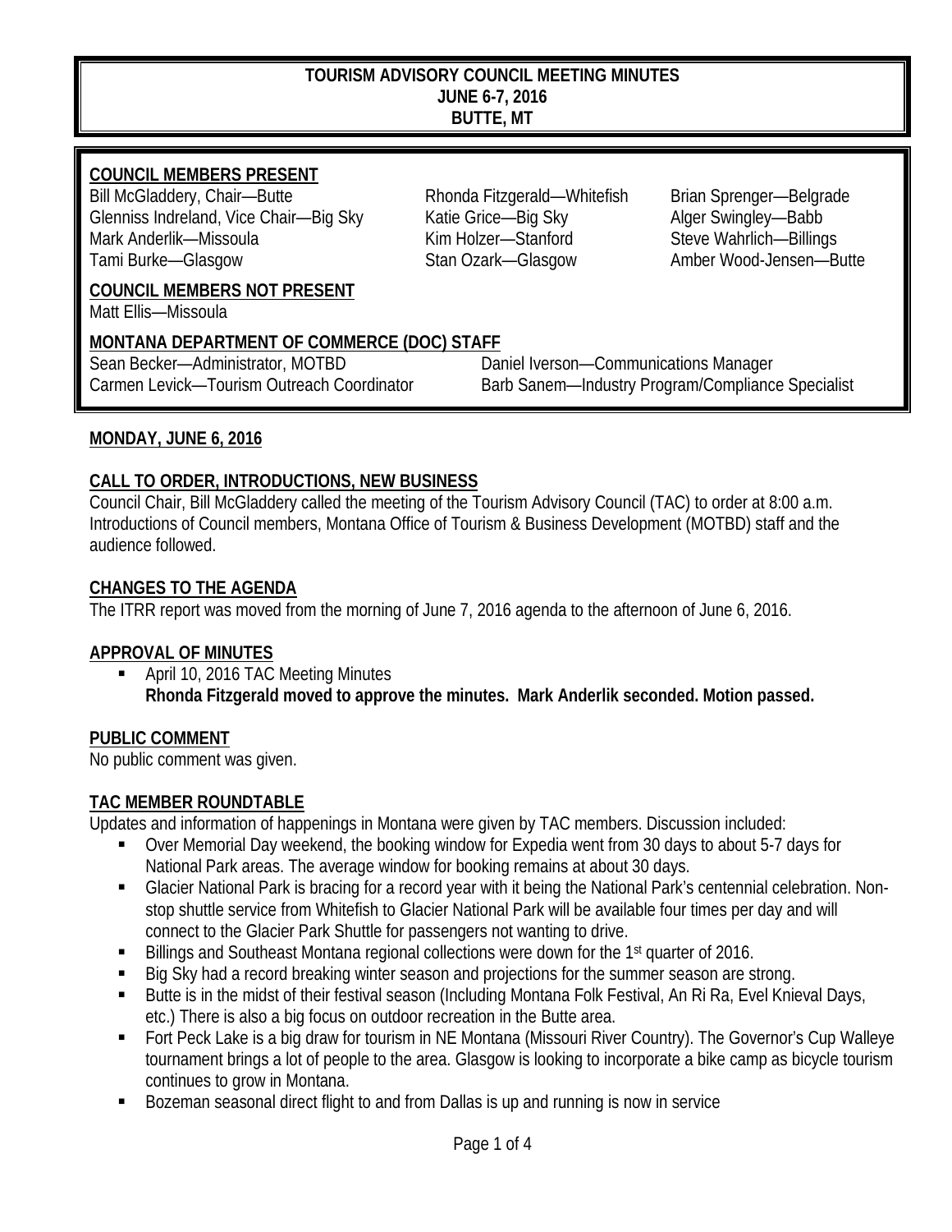# TOURISM ADVISORY COUNCIL MEETING MINUTES
## JUNE 6-7, 2016
## BUTTE, MT

**COUNCIL MEMBERS PRESENT**

Bill McGladdery, Chair—Butte
Glenniss Indreland, Vice Chair—Big Sky
Mark Anderlik—Missoula
Tami Burke—Glasgow
Rhonda Fitzgerald—Whitefish
Katie Grice—Big Sky
Kim Holzer—Stanford
Stan Ozark—Glasgow
Brian Sprenger—Belgrade
Alger Swingley—Babb
Steve Wahrlich—Billings
Amber Wood-Jensen—Butte

**COUNCIL MEMBERS NOT PRESENT**

Matt Ellis—Missoula

**MONTANA DEPARTMENT OF COMMERCE (DOC) STAFF**

Sean Becker—Administrator, MOTBD
Carmen Levick—Tourism Outreach Coordinator
Daniel Iverson—Communications Manager
Barb Sanem—Industry Program/Compliance Specialist

**MONDAY, JUNE 6, 2016**

**CALL TO ORDER, INTRODUCTIONS, NEW BUSINESS**

Council Chair, Bill McGladdery called the meeting of the Tourism Advisory Council (TAC) to order at 8:00 a.m. Introductions of Council members, Montana Office of Tourism & Business Development (MOTBD) staff and the audience followed.

**CHANGES TO THE AGENDA**

The ITRR report was moved from the morning of June 7, 2016 agenda to the afternoon of June 6, 2016.

**APPROVAL OF MINUTES**

- April 10, 2016 TAC Meeting Minutes
  **Rhonda Fitzgerald moved to approve the minutes. Mark Anderlik seconded. Motion passed.**

**PUBLIC COMMENT**

No public comment was given.

**TAC MEMBER ROUNDTABLE**

Updates and information of happenings in Montana were given by TAC members. Discussion included:

- Over Memorial Day weekend, the booking window for Expedia went from 30 days to about 5-7 days for National Park areas. The average window for booking remains at about 30 days.
- Glacier National Park is bracing for a record year with it being the National Park's centennial celebration. Non-stop shuttle service from Whitefish to Glacier National Park will be available four times per day and will connect to the Glacier Park Shuttle for passengers not wanting to drive.
- Billings and Southeast Montana regional collections were down for the 1st quarter of 2016.
- Big Sky had a record breaking winter season and projections for the summer season are strong.
- Butte is in the midst of their festival season (Including Montana Folk Festival, An Ri Ra, Evel Knieval Days, etc.) There is also a big focus on outdoor recreation in the Butte area.
- Fort Peck Lake is a big draw for tourism in NE Montana (Missouri River Country). The Governor's Cup Walleye tournament brings a lot of people to the area. Glasgow is looking to incorporate a bike camp as bicycle tourism continues to grow in Montana.
- Bozeman seasonal direct flight to and from Dallas is up and running is now in service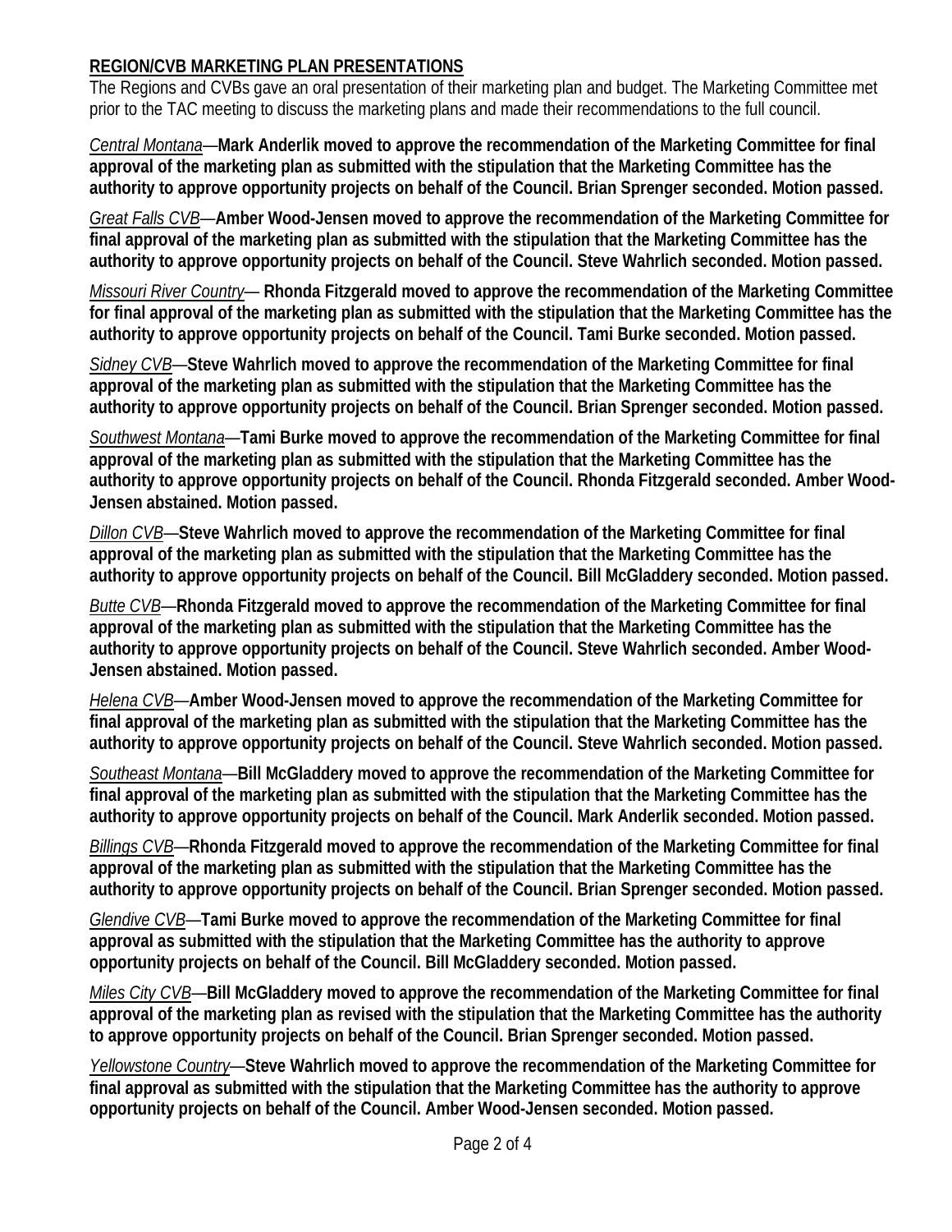**REGION/CVB MARKETING PLAN PRESENTATIONS**

The Regions and CVBs gave an oral presentation of their marketing plan and budget. The Marketing Committee met prior to the TAC meeting to discuss the marketing plans and made their recommendations to the full council.

*Central Montana*—**Mark Anderlik moved to approve the recommendation of the Marketing Committee for final approval of the marketing plan as submitted with the stipulation that the Marketing Committee has the authority to approve opportunity projects on behalf of the Council. Brian Sprenger seconded. Motion passed.**

*Great Falls CVB*—**Amber Wood-Jensen moved to approve the recommendation of the Marketing Committee for final approval of the marketing plan as submitted with the stipulation that the Marketing Committee has the authority to approve opportunity projects on behalf of the Council. Steve Wahrlich seconded. Motion passed.**

*Missouri River Country*— **Rhonda Fitzgerald moved to approve the recommendation of the Marketing Committee for final approval of the marketing plan as submitted with the stipulation that the Marketing Committee has the authority to approve opportunity projects on behalf of the Council. Tami Burke seconded. Motion passed.**

*Sidney CVB*—**Steve Wahrlich moved to approve the recommendation of the Marketing Committee for final approval of the marketing plan as submitted with the stipulation that the Marketing Committee has the authority to approve opportunity projects on behalf of the Council. Brian Sprenger seconded. Motion passed.**

*Southwest Montana*—**Tami Burke moved to approve the recommendation of the Marketing Committee for final approval of the marketing plan as submitted with the stipulation that the Marketing Committee has the authority to approve opportunity projects on behalf of the Council. Rhonda Fitzgerald seconded. Amber Wood-Jensen abstained. Motion passed.**

*Dillon CVB*—**Steve Wahrlich moved to approve the recommendation of the Marketing Committee for final approval of the marketing plan as submitted with the stipulation that the Marketing Committee has the authority to approve opportunity projects on behalf of the Council. Bill McGladdery seconded. Motion passed.**

*Butte CVB*—**Rhonda Fitzgerald moved to approve the recommendation of the Marketing Committee for final approval of the marketing plan as submitted with the stipulation that the Marketing Committee has the authority to approve opportunity projects on behalf of the Council. Steve Wahrlich seconded. Amber Wood-Jensen abstained. Motion passed.**

*Helena CVB*—**Amber Wood-Jensen moved to approve the recommendation of the Marketing Committee for final approval of the marketing plan as submitted with the stipulation that the Marketing Committee has the authority to approve opportunity projects on behalf of the Council. Steve Wahrlich seconded. Motion passed.**

*Southeast Montana*—**Bill McGladdery moved to approve the recommendation of the Marketing Committee for final approval of the marketing plan as submitted with the stipulation that the Marketing Committee has the authority to approve opportunity projects on behalf of the Council. Mark Anderlik seconded. Motion passed.**

*Billings CVB*—**Rhonda Fitzgerald moved to approve the recommendation of the Marketing Committee for final approval of the marketing plan as submitted with the stipulation that the Marketing Committee has the authority to approve opportunity projects on behalf of the Council. Brian Sprenger seconded. Motion passed.**

*Glendive CVB*—**Tami Burke moved to approve the recommendation of the Marketing Committee for final approval as submitted with the stipulation that the Marketing Committee has the authority to approve opportunity projects on behalf of the Council. Bill McGladdery seconded. Motion passed.**

*Miles City CVB*—**Bill McGladdery moved to approve the recommendation of the Marketing Committee for final approval of the marketing plan as revised with the stipulation that the Marketing Committee has the authority to approve opportunity projects on behalf of the Council. Brian Sprenger seconded. Motion passed.**

*Yellowstone Country*—**Steve Wahrlich moved to approve the recommendation of the Marketing Committee for final approval as submitted with the stipulation that the Marketing Committee has the authority to approve opportunity projects on behalf of the Council. Amber Wood-Jensen seconded. Motion passed.**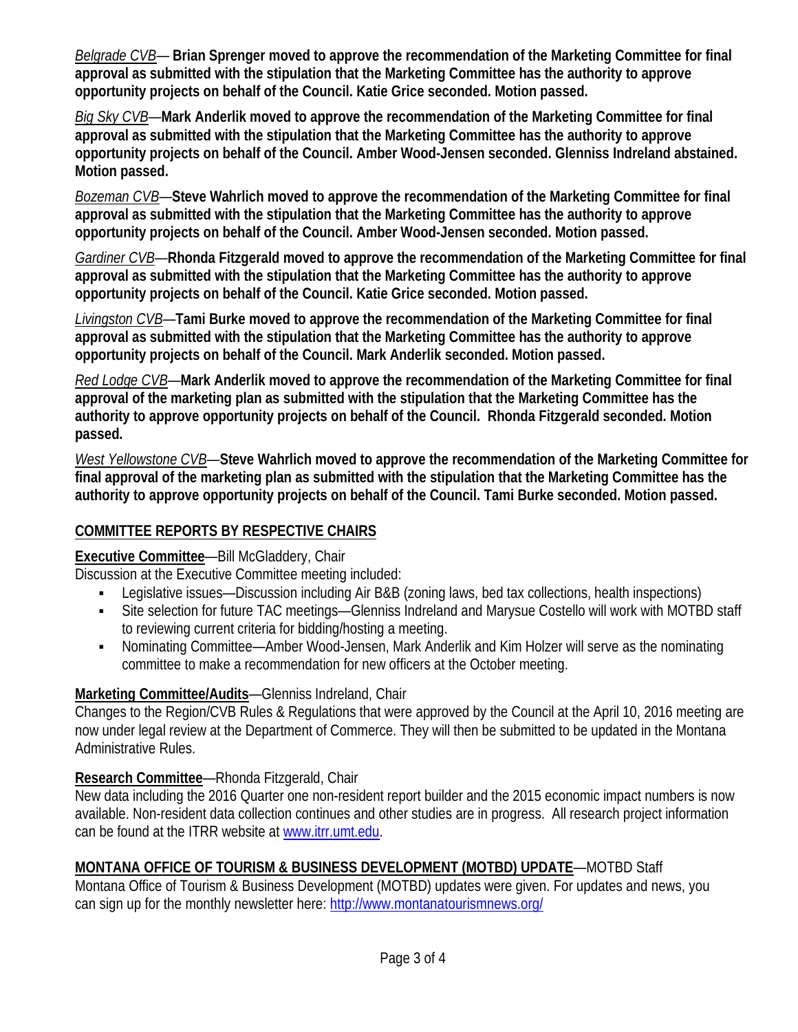*Belgrade CVB*— **Brian Sprenger moved to approve the recommendation of the Marketing Committee for final approval as submitted with the stipulation that the Marketing Committee has the authority to approve opportunity projects on behalf of the Council. Katie Grice seconded. Motion passed.**

*Big Sky CVB*—**Mark Anderlik moved to approve the recommendation of the Marketing Committee for final approval as submitted with the stipulation that the Marketing Committee has the authority to approve opportunity projects on behalf of the Council. Amber Wood-Jensen seconded. Glenniss Indreland abstained. Motion passed.**

*Bozeman CVB*—**Steve Wahrlich moved to approve the recommendation of the Marketing Committee for final approval as submitted with the stipulation that the Marketing Committee has the authority to approve opportunity projects on behalf of the Council. Amber Wood-Jensen seconded. Motion passed.**

*Gardiner CVB*—**Rhonda Fitzgerald moved to approve the recommendation of the Marketing Committee for final approval as submitted with the stipulation that the Marketing Committee has the authority to approve opportunity projects on behalf of the Council. Katie Grice seconded. Motion passed.**

*Livingston CVB*—**Tami Burke moved to approve the recommendation of the Marketing Committee for final approval as submitted with the stipulation that the Marketing Committee has the authority to approve opportunity projects on behalf of the Council. Mark Anderlik seconded. Motion passed.**

*Red Lodge CVB*—**Mark Anderlik moved to approve the recommendation of the Marketing Committee for final approval of the marketing plan as submitted with the stipulation that the Marketing Committee has the authority to approve opportunity projects on behalf of the Council. Rhonda Fitzgerald seconded. Motion passed.**

*West Yellowstone CVB*—**Steve Wahrlich moved to approve the recommendation of the Marketing Committee for final approval of the marketing plan as submitted with the stipulation that the Marketing Committee has the authority to approve opportunity projects on behalf of the Council. Tami Burke seconded. Motion passed.**

## COMMITTEE REPORTS BY RESPECTIVE CHAIRS

**Executive Committee**—Bill McGladdery, Chair
Discussion at the Executive Committee meeting included:

- Legislative issues—Discussion including Air B&B (zoning laws, bed tax collections, health inspections)
- Site selection for future TAC meetings—Glenniss Indreland and Marysue Costello will work with MOTBD staff to reviewing current criteria for bidding/hosting a meeting.
- Nominating Committee—Amber Wood-Jensen, Mark Anderlik and Kim Holzer will serve as the nominating committee to make a recommendation for new officers at the October meeting.

**Marketing Committee/Audits**—Glenniss Indreland, Chair
Changes to the Region/CVB Rules & Regulations that were approved by the Council at the April 10, 2016 meeting are now under legal review at the Department of Commerce. They will then be submitted to be updated in the Montana Administrative Rules.

**Research Committee**—Rhonda Fitzgerald, Chair
New data including the 2016 Quarter one non-resident report builder and the 2015 economic impact numbers is now available. Non-resident data collection continues and other studies are in progress. All research project information can be found at the ITRR website at www.itrr.umt.edu.

## MONTANA OFFICE OF TOURISM & BUSINESS DEVELOPMENT (MOTBD) UPDATE—MOTBD Staff

Montana Office of Tourism & Business Development (MOTBD) updates were given. For updates and news, you can sign up for the monthly newsletter here: http://www.montanatourismnews.org/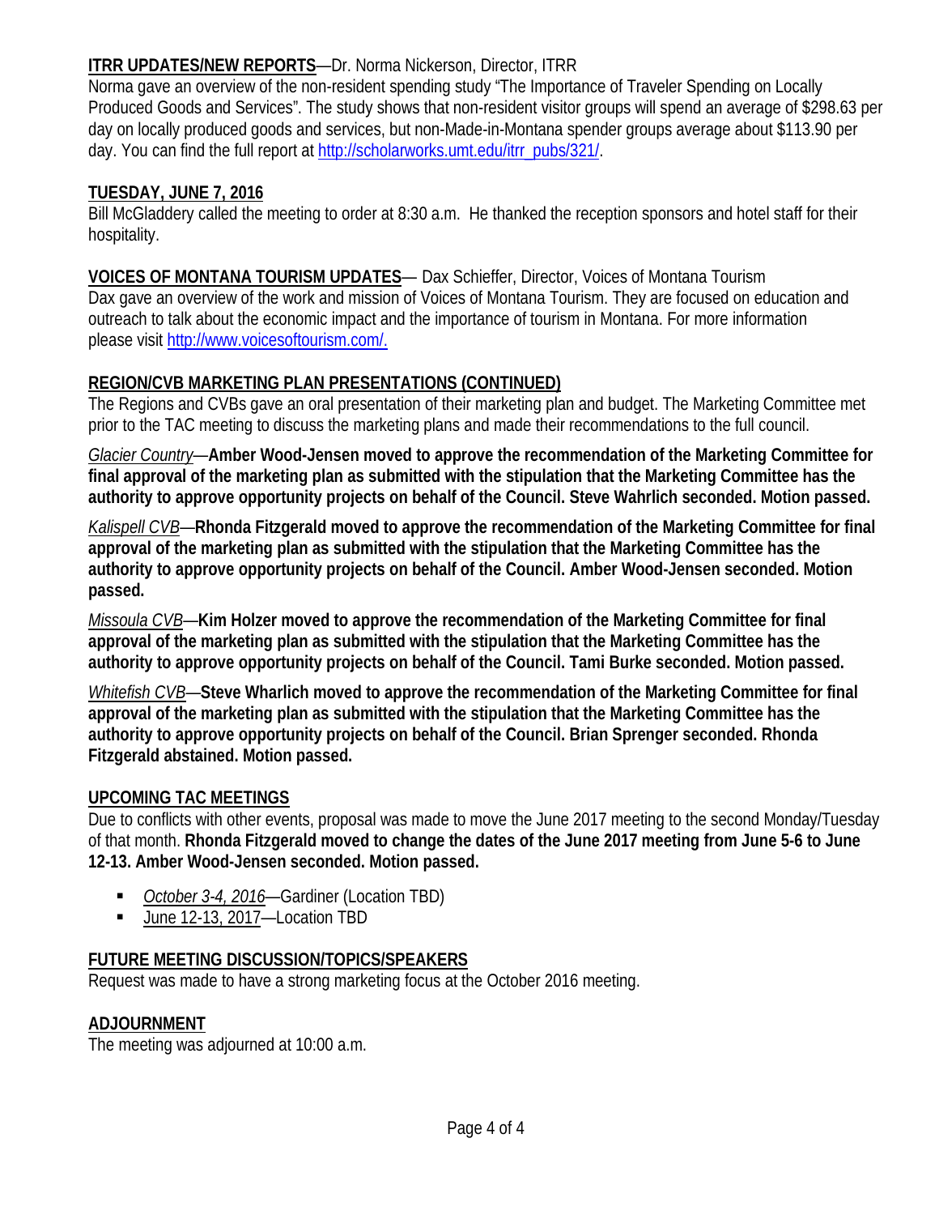**ITRR UPDATES/NEW REPORTS**—Dr. Norma Nickerson, Director, ITRR

Norma gave an overview of the non-resident spending study "The Importance of Traveler Spending on Locally Produced Goods and Services". The study shows that non-resident visitor groups will spend an average of $298.63 per day on locally produced goods and services, but non-Made-in-Montana spender groups average about $113.90 per day. You can find the full report at http://scholarworks.umt.edu/itrr_pubs/321/.

**TUESDAY, JUNE 7, 2016**

Bill McGladdery called the meeting to order at 8:30 a.m. He thanked the reception sponsors and hotel staff for their hospitality.

**VOICES OF MONTANA TOURISM UPDATES**— Dax Schieffer, Director, Voices of Montana Tourism

Dax gave an overview of the work and mission of Voices of Montana Tourism. They are focused on education and outreach to talk about the economic impact and the importance of tourism in Montana. For more information please visit http://www.voicesoftourism.com/.

**REGION/CVB MARKETING PLAN PRESENTATIONS (CONTINUED)**

The Regions and CVBs gave an oral presentation of their marketing plan and budget. The Marketing Committee met prior to the TAC meeting to discuss the marketing plans and made their recommendations to the full council.

*Glacier Country*—**Amber Wood-Jensen moved to approve the recommendation of the Marketing Committee for final approval of the marketing plan as submitted with the stipulation that the Marketing Committee has the authority to approve opportunity projects on behalf of the Council. Steve Wahrlich seconded. Motion passed.**

*Kalispell CVB*—**Rhonda Fitzgerald moved to approve the recommendation of the Marketing Committee for final approval of the marketing plan as submitted with the stipulation that the Marketing Committee has the authority to approve opportunity projects on behalf of the Council. Amber Wood-Jensen seconded. Motion passed.**

*Missoula CVB*—**Kim Holzer moved to approve the recommendation of the Marketing Committee for final approval of the marketing plan as submitted with the stipulation that the Marketing Committee has the authority to approve opportunity projects on behalf of the Council. Tami Burke seconded. Motion passed.**

*Whitefish CVB*—**Steve Wharlich moved to approve the recommendation of the Marketing Committee for final approval of the marketing plan as submitted with the stipulation that the Marketing Committee has the authority to approve opportunity projects on behalf of the Council. Brian Sprenger seconded. Rhonda Fitzgerald abstained. Motion passed.**

**UPCOMING TAC MEETINGS**

Due to conflicts with other events, proposal was made to move the June 2017 meeting to the second Monday/Tuesday of that month. **Rhonda Fitzgerald moved to change the dates of the June 2017 meeting from June 5-6 to June 12-13. Amber Wood-Jensen seconded. Motion passed.**

- *October 3-4, 2016*—Gardiner (Location TBD)
- June 12-13, 2017—Location TBD

**FUTURE MEETING DISCUSSION/TOPICS/SPEAKERS**

Request was made to have a strong marketing focus at the October 2016 meeting.

**ADJOURNMENT**

The meeting was adjourned at 10:00 a.m.